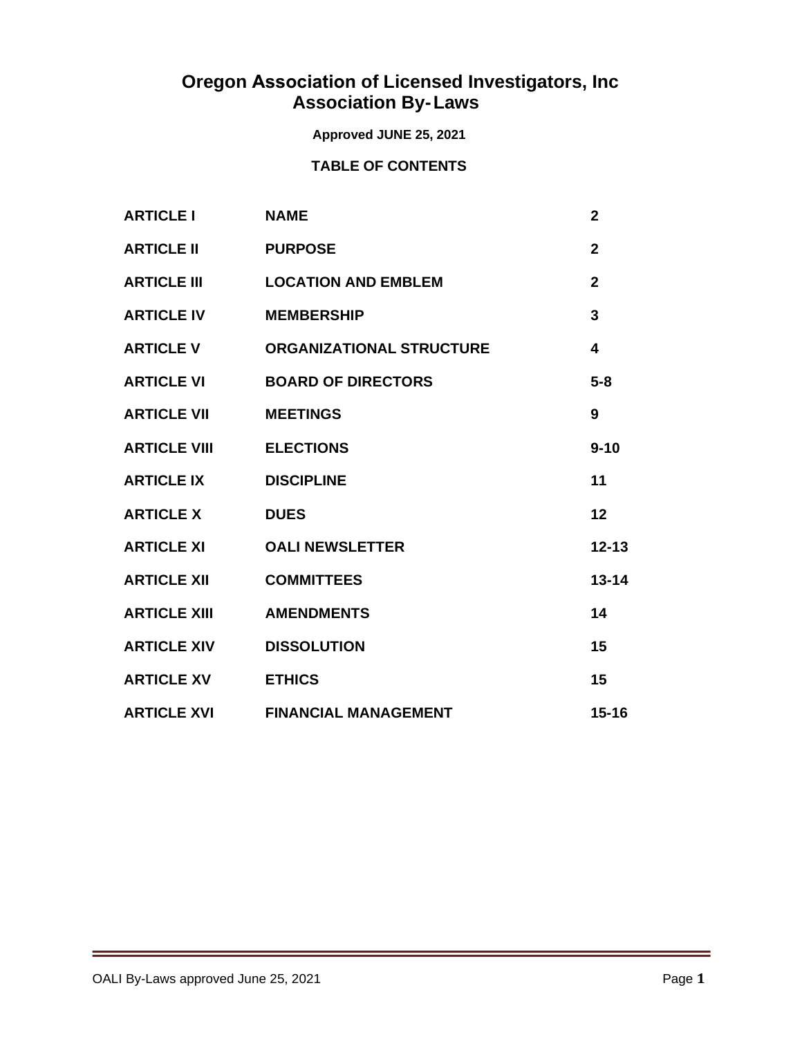# Oregon Association of Licensed Investigators, Inc
# Association By-Laws

**Approved JUNE 25, 2021**

**TABLE OF CONTENTS**

| | | |
|---|---|---|
| **ARTICLE I** | **NAME** | **2** |
| **ARTICLE II** | **PURPOSE** | **2** |
| **ARTICLE III** | **LOCATION AND EMBLEM** | **2** |
| **ARTICLE IV** | **MEMBERSHIP** | **3** |
| **ARTICLE V** | **ORGANIZATIONAL STRUCTURE** | **4** |
| **ARTICLE VI** | **BOARD OF DIRECTORS** | **5-8** |
| **ARTICLE VII** | **MEETINGS** | **9** |
| **ARTICLE VIII** | **ELECTIONS** | **9-10** |
| **ARTICLE IX** | **DISCIPLINE** | **11** |
| **ARTICLE X** | **DUES** | **12** |
| **ARTICLE XI** | **OALI NEWSLETTER** | **12-13** |
| **ARTICLE XII** | **COMMITTEES** | **13-14** |
| **ARTICLE XIII** | **AMENDMENTS** | **14** |
| **ARTICLE XIV** | **DISSOLUTION** | **15** |
| **ARTICLE XV** | **ETHICS** | **15** |
| **ARTICLE XVI** | **FINANCIAL MANAGEMENT** | **15-16** |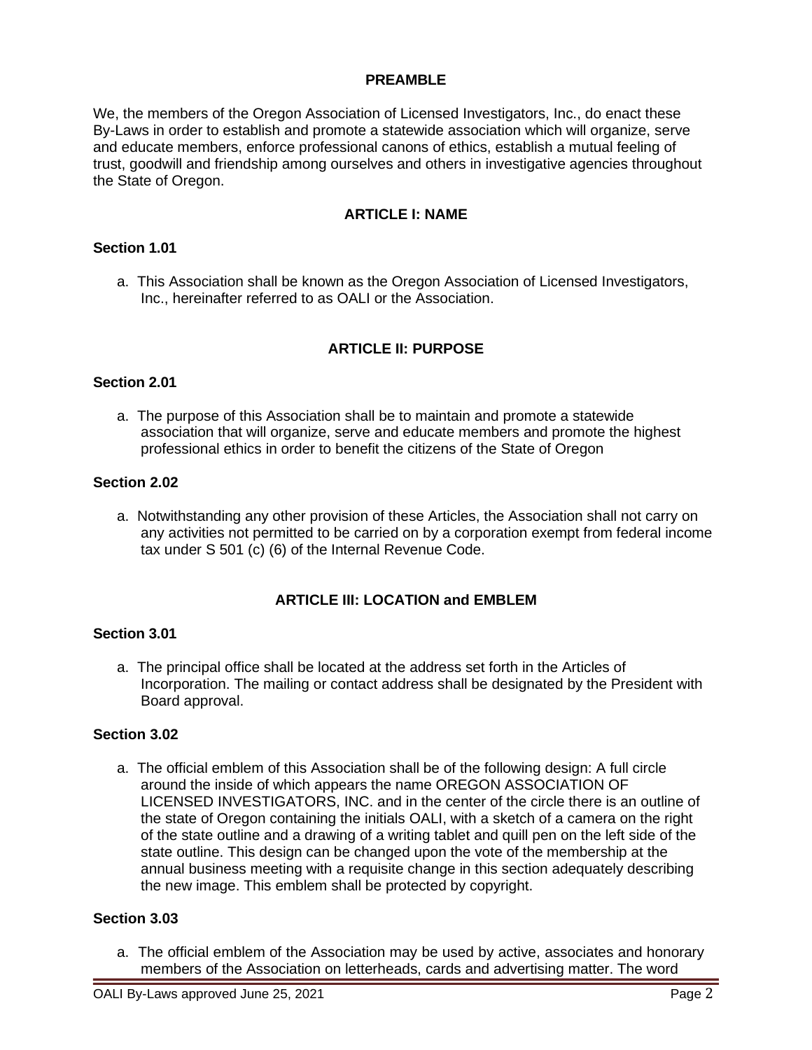## PREAMBLE

We, the members of the Oregon Association of Licensed Investigators, Inc., do enact these By-Laws in order to establish and promote a statewide association which will organize, serve and educate members, enforce professional canons of ethics, establish a mutual feeling of trust, goodwill and friendship among ourselves and others in investigative agencies throughout the State of Oregon.

## ARTICLE I: NAME

### Section 1.01

a. This Association shall be known as the Oregon Association of Licensed Investigators, Inc., hereinafter referred to as OALI or the Association.

## ARTICLE II: PURPOSE

### Section 2.01

a. The purpose of this Association shall be to maintain and promote a statewide association that will organize, serve and educate members and promote the highest professional ethics in order to benefit the citizens of the State of Oregon

### Section 2.02

a. Notwithstanding any other provision of these Articles, the Association shall not carry on any activities not permitted to be carried on by a corporation exempt from federal income tax under S 501 (c) (6) of the Internal Revenue Code.

## ARTICLE III: LOCATION and EMBLEM

### Section 3.01

a. The principal office shall be located at the address set forth in the Articles of Incorporation. The mailing or contact address shall be designated by the President with Board approval.

### Section 3.02

a. The official emblem of this Association shall be of the following design: A full circle around the inside of which appears the name OREGON ASSOCIATION OF LICENSED INVESTIGATORS, INC. and in the center of the circle there is an outline of the state of Oregon containing the initials OALI, with a sketch of a camera on the right of the state outline and a drawing of a writing tablet and quill pen on the left side of the state outline. This design can be changed upon the vote of the membership at the annual business meeting with a requisite change in this section adequately describing the new image. This emblem shall be protected by copyright.

### Section 3.03

a. The official emblem of the Association may be used by active, associates and honorary members of the Association on letterheads, cards and advertising matter. The word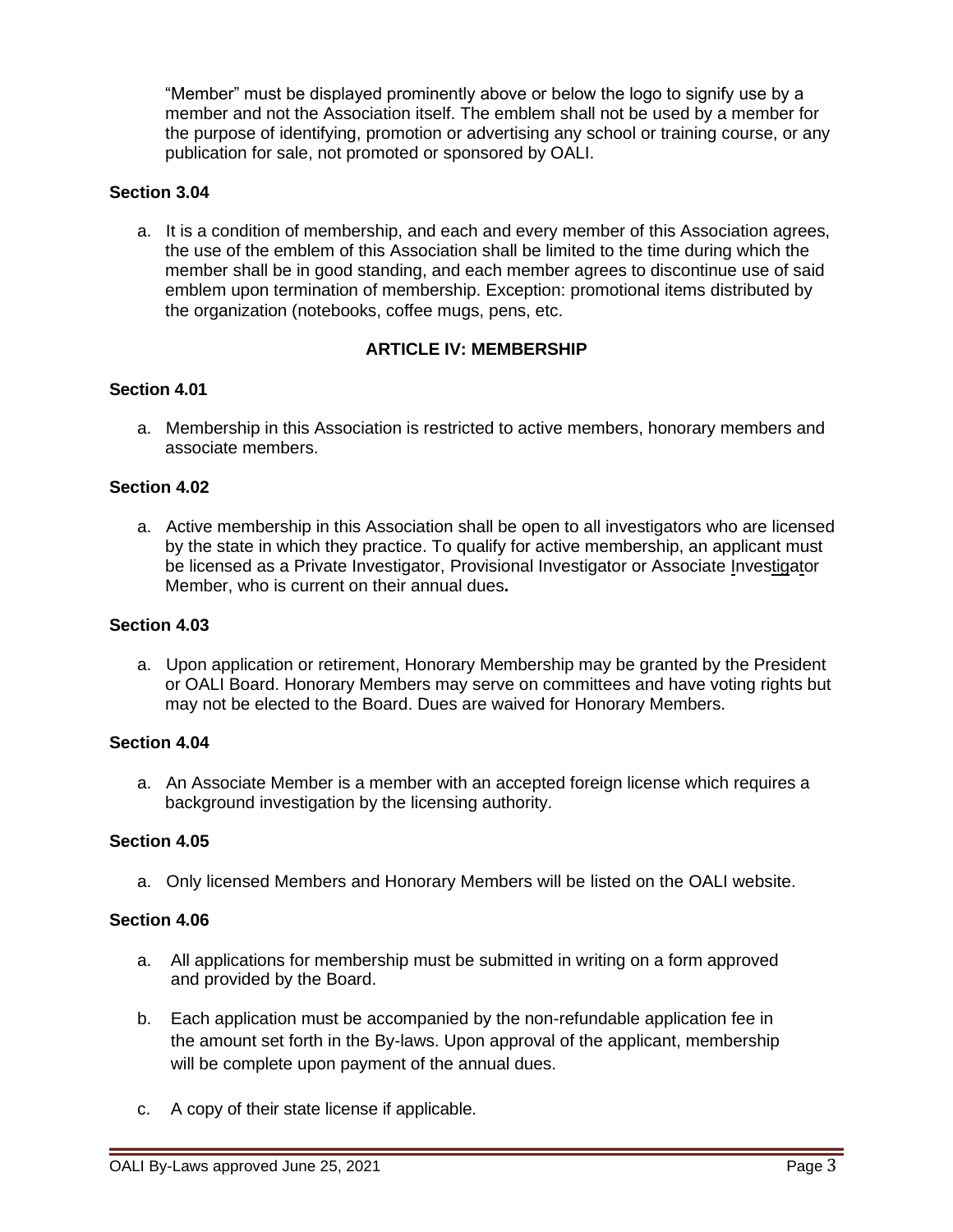"Member" must be displayed prominently above or below the logo to signify use by a member and not the Association itself. The emblem shall not be used by a member for the purpose of identifying, promotion or advertising any school or training course, or any publication for sale, not promoted or sponsored by OALI.

**Section 3.04**

a. It is a condition of membership, and each and every member of this Association agrees, the use of the emblem of this Association shall be limited to the time during which the member shall be in good standing, and each member agrees to discontinue use of said emblem upon termination of membership. Exception: promotional items distributed by the organization (notebooks, coffee mugs, pens, etc.

## ARTICLE IV: MEMBERSHIP

**Section 4.01**

a. Membership in this Association is restricted to active members, honorary members and associate members.

**Section 4.02**

a. Active membership in this Association shall be open to all investigators who are licensed by the state in which they practice. To qualify for active membership, an applicant must be licensed as a Private Investigator, Provisional Investigator or Associate Investigator Member, who is current on their annual dues**.**

**Section 4.03**

a. Upon application or retirement, Honorary Membership may be granted by the President or OALI Board. Honorary Members may serve on committees and have voting rights but may not be elected to the Board. Dues are waived for Honorary Members.

**Section 4.04**

a. An Associate Member is a member with an accepted foreign license which requires a background investigation by the licensing authority.

**Section 4.05**

a. Only licensed Members and Honorary Members will be listed on the OALI website.

**Section 4.06**

a. All applications for membership must be submitted in writing on a form approved and provided by the Board.

b. Each application must be accompanied by the non-refundable application fee in the amount set forth in the By-laws. Upon approval of the applicant, membership will be complete upon payment of the annual dues.

c. A copy of their state license if applicable.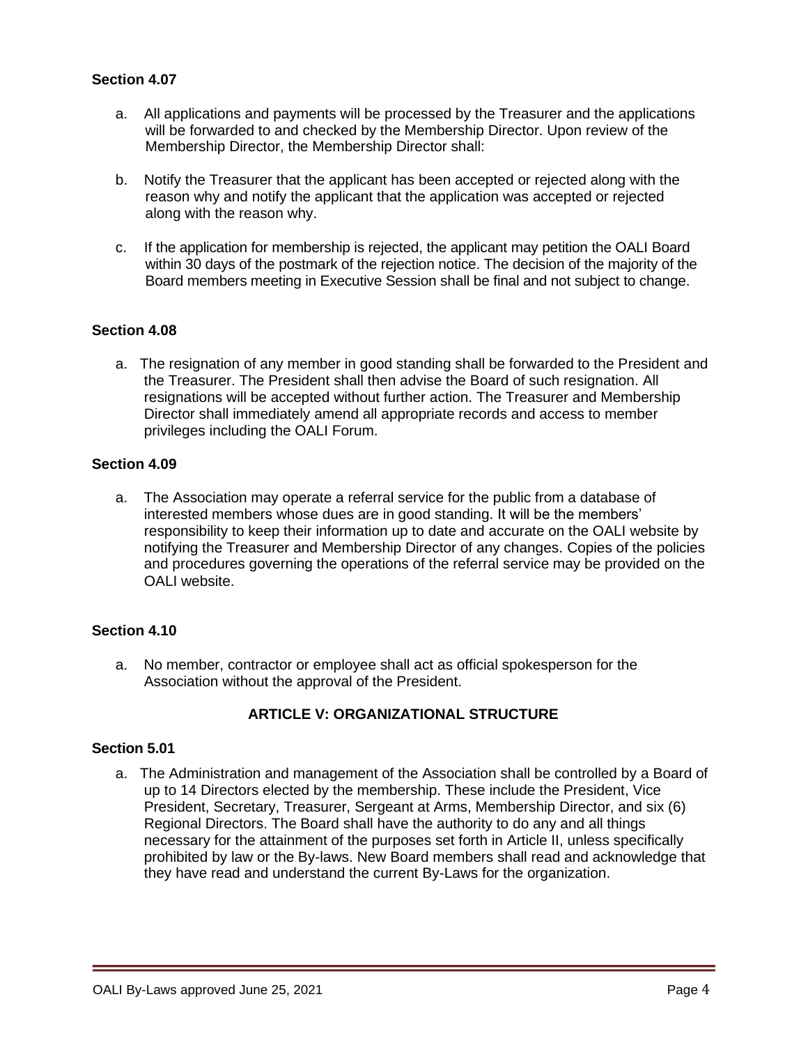**Section 4.07**

a. All applications and payments will be processed by the Treasurer and the applications will be forwarded to and checked by the Membership Director. Upon review of the Membership Director, the Membership Director shall:

b. Notify the Treasurer that the applicant has been accepted or rejected along with the reason why and notify the applicant that the application was accepted or rejected along with the reason why.

c. If the application for membership is rejected, the applicant may petition the OALI Board within 30 days of the postmark of the rejection notice. The decision of the majority of the Board members meeting in Executive Session shall be final and not subject to change.

**Section 4.08**

a. The resignation of any member in good standing shall be forwarded to the President and the Treasurer. The President shall then advise the Board of such resignation. All resignations will be accepted without further action. The Treasurer and Membership Director shall immediately amend all appropriate records and access to member privileges including the OALI Forum.

**Section 4.09**

a. The Association may operate a referral service for the public from a database of interested members whose dues are in good standing. It will be the members' responsibility to keep their information up to date and accurate on the OALI website by notifying the Treasurer and Membership Director of any changes. Copies of the policies and procedures governing the operations of the referral service may be provided on the OALI website.

**Section 4.10**

a. No member, contractor or employee shall act as official spokesperson for the Association without the approval of the President.

## ARTICLE V: ORGANIZATIONAL STRUCTURE

**Section 5.01**

a. The Administration and management of the Association shall be controlled by a Board of up to 14 Directors elected by the membership. These include the President, Vice President, Secretary, Treasurer, Sergeant at Arms, Membership Director, and six (6) Regional Directors. The Board shall have the authority to do any and all things necessary for the attainment of the purposes set forth in Article II, unless specifically prohibited by law or the By-laws. New Board members shall read and acknowledge that they have read and understand the current By-Laws for the organization.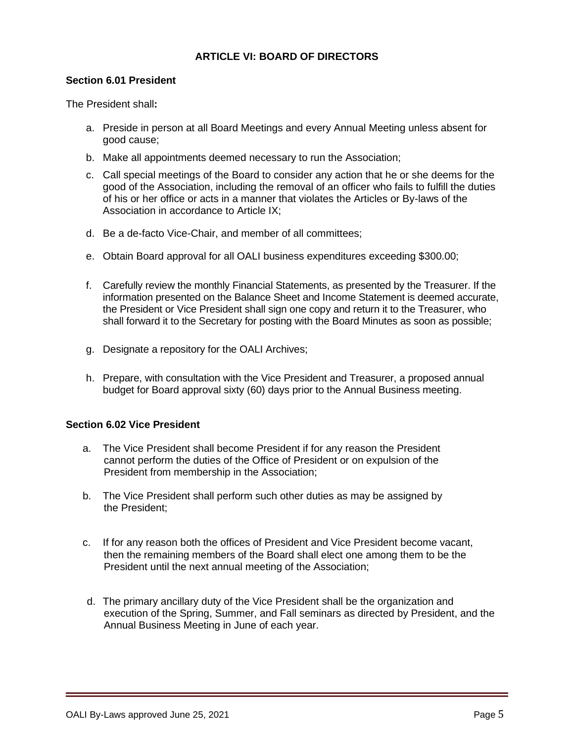## ARTICLE VI: BOARD OF DIRECTORS

### Section 6.01 President

The President shall**:**

a. Preside in person at all Board Meetings and every Annual Meeting unless absent for good cause;

b. Make all appointments deemed necessary to run the Association;

c. Call special meetings of the Board to consider any action that he or she deems for the good of the Association, including the removal of an officer who fails to fulfill the duties of his or her office or acts in a manner that violates the Articles or By-laws of the Association in accordance to Article IX;

d. Be a de-facto Vice-Chair, and member of all committees;

e. Obtain Board approval for all OALI business expenditures exceeding $300.00;

f. Carefully review the monthly Financial Statements, as presented by the Treasurer. If the information presented on the Balance Sheet and Income Statement is deemed accurate, the President or Vice President shall sign one copy and return it to the Treasurer, who shall forward it to the Secretary for posting with the Board Minutes as soon as possible;

g. Designate a repository for the OALI Archives;

h. Prepare, with consultation with the Vice President and Treasurer, a proposed annual budget for Board approval sixty (60) days prior to the Annual Business meeting.

### Section 6.02 Vice President

a. The Vice President shall become President if for any reason the President cannot perform the duties of the Office of President or on expulsion of the President from membership in the Association;

b. The Vice President shall perform such other duties as may be assigned by the President;

c. If for any reason both the offices of President and Vice President become vacant, then the remaining members of the Board shall elect one among them to be the President until the next annual meeting of the Association;

d. The primary ancillary duty of the Vice President shall be the organization and execution of the Spring, Summer, and Fall seminars as directed by President, and the Annual Business Meeting in June of each year.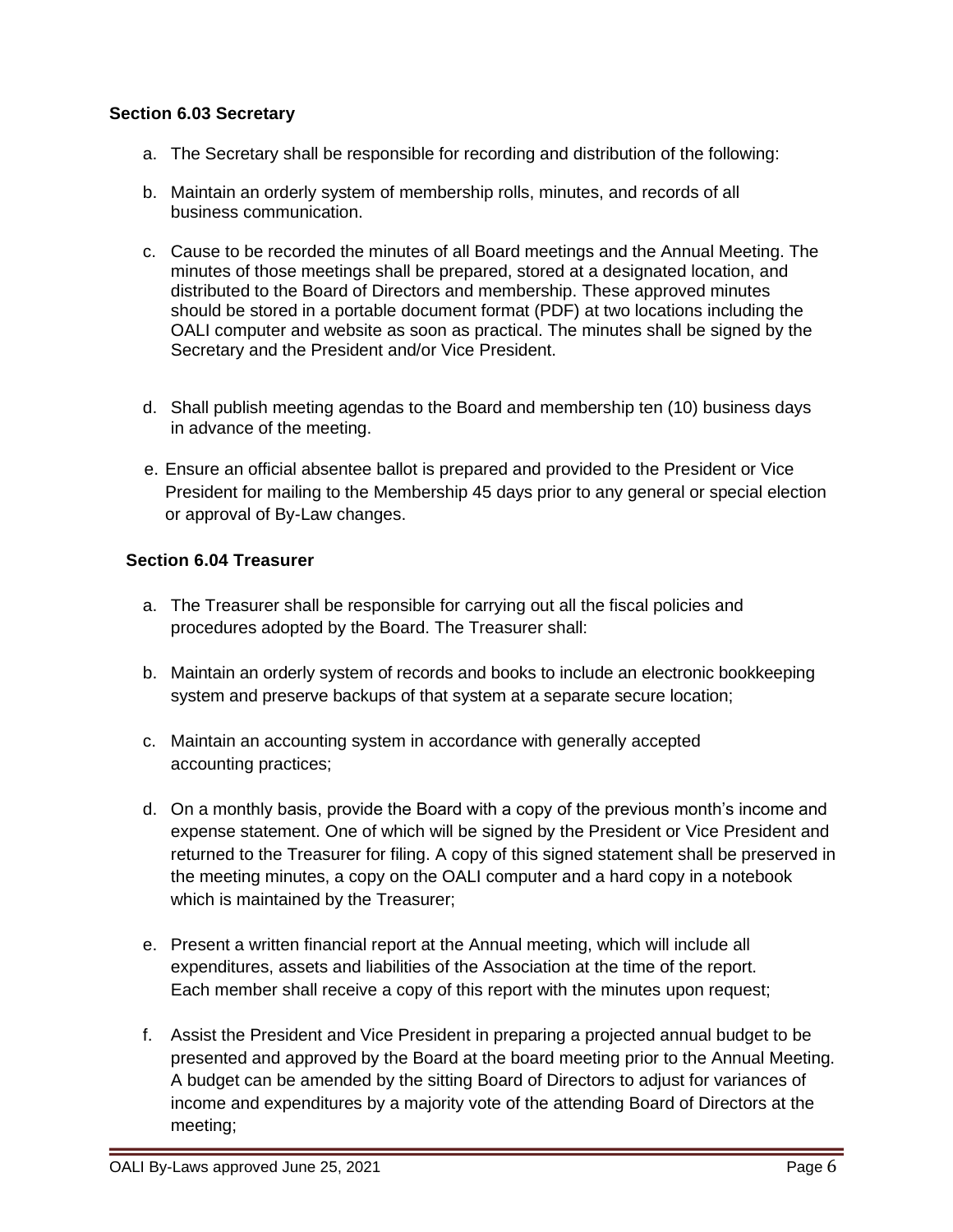**Section 6.03 Secretary**

a. The Secretary shall be responsible for recording and distribution of the following:

b. Maintain an orderly system of membership rolls, minutes, and records of all business communication.

c. Cause to be recorded the minutes of all Board meetings and the Annual Meeting. The minutes of those meetings shall be prepared, stored at a designated location, and distributed to the Board of Directors and membership. These approved minutes should be stored in a portable document format (PDF) at two locations including the OALI computer and website as soon as practical. The minutes shall be signed by the Secretary and the President and/or Vice President.

d. Shall publish meeting agendas to the Board and membership ten (10) business days in advance of the meeting.

e. Ensure an official absentee ballot is prepared and provided to the President or Vice President for mailing to the Membership 45 days prior to any general or special election or approval of By-Law changes.

**Section 6.04 Treasurer**

a. The Treasurer shall be responsible for carrying out all the fiscal policies and procedures adopted by the Board. The Treasurer shall:

b. Maintain an orderly system of records and books to include an electronic bookkeeping system and preserve backups of that system at a separate secure location;

c. Maintain an accounting system in accordance with generally accepted accounting practices;

d. On a monthly basis, provide the Board with a copy of the previous month's income and expense statement. One of which will be signed by the President or Vice President and returned to the Treasurer for filing. A copy of this signed statement shall be preserved in the meeting minutes, a copy on the OALI computer and a hard copy in a notebook which is maintained by the Treasurer;

e. Present a written financial report at the Annual meeting, which will include all expenditures, assets and liabilities of the Association at the time of the report. Each member shall receive a copy of this report with the minutes upon request;

f. Assist the President and Vice President in preparing a projected annual budget to be presented and approved by the Board at the board meeting prior to the Annual Meeting. A budget can be amended by the sitting Board of Directors to adjust for variances of income and expenditures by a majority vote of the attending Board of Directors at the meeting;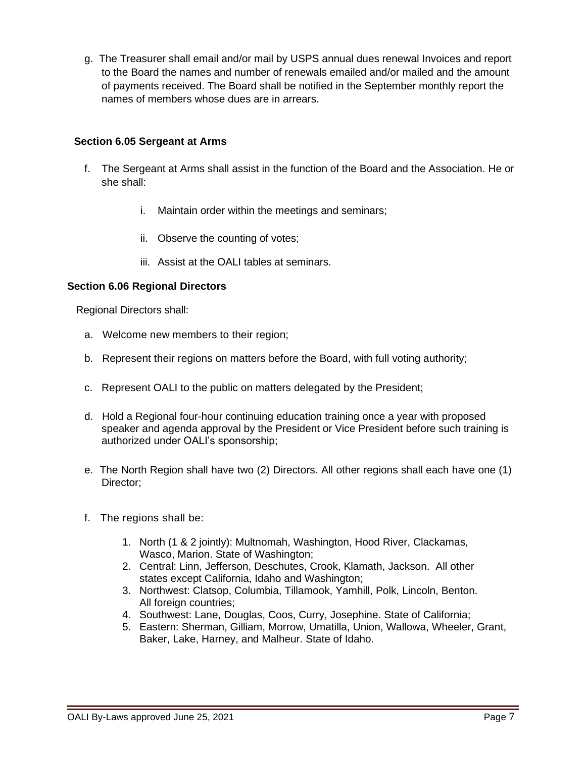g. The Treasurer shall email and/or mail by USPS annual dues renewal Invoices and report to the Board the names and number of renewals emailed and/or mailed and the amount of payments received. The Board shall be notified in the September monthly report the names of members whose dues are in arrears.

### Section 6.05 Sergeant at Arms

f. The Sergeant at Arms shall assist in the function of the Board and the Association. He or she shall:

   i. Maintain order within the meetings and seminars;

   ii. Observe the counting of votes;

   iii. Assist at the OALI tables at seminars.

### Section 6.06 Regional Directors

Regional Directors shall:

a. Welcome new members to their region;

b. Represent their regions on matters before the Board, with full voting authority;

c. Represent OALI to the public on matters delegated by the President;

d. Hold a Regional four-hour continuing education training once a year with proposed speaker and agenda approval by the President or Vice President before such training is authorized under OALI's sponsorship;

e. The North Region shall have two (2) Directors. All other regions shall each have one (1) Director;

f. The regions shall be:

   1. North (1 & 2 jointly): Multnomah, Washington, Hood River, Clackamas, Wasco, Marion. State of Washington;
   2. Central: Linn, Jefferson, Deschutes, Crook, Klamath, Jackson. All other states except California, Idaho and Washington;
   3. Northwest: Clatsop, Columbia, Tillamook, Yamhill, Polk, Lincoln, Benton. All foreign countries;
   4. Southwest: Lane, Douglas, Coos, Curry, Josephine. State of California;
   5. Eastern: Sherman, Gilliam, Morrow, Umatilla, Union, Wallowa, Wheeler, Grant, Baker, Lake, Harney, and Malheur. State of Idaho.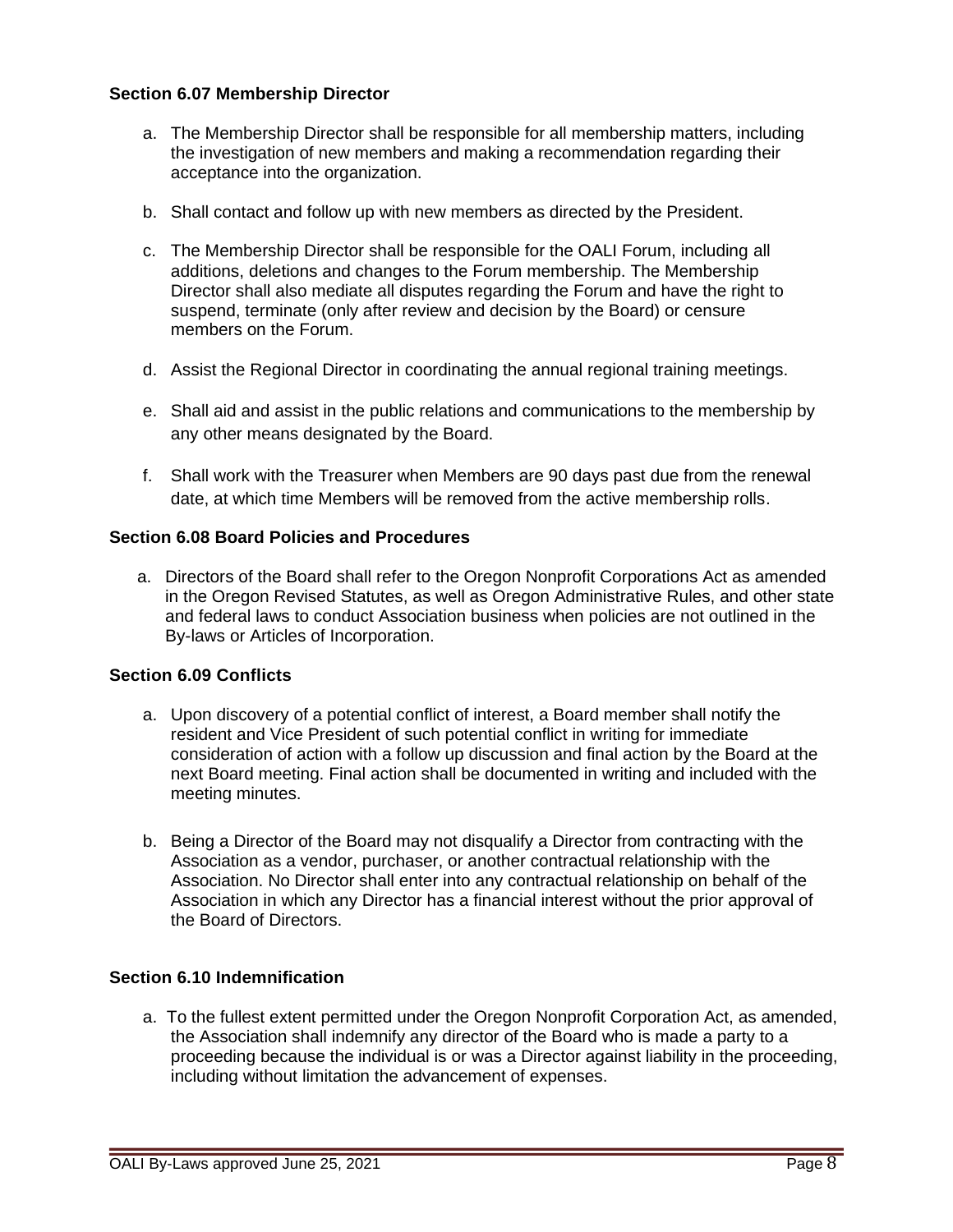**Section 6.07 Membership Director**

a. The Membership Director shall be responsible for all membership matters, including the investigation of new members and making a recommendation regarding their acceptance into the organization.

b. Shall contact and follow up with new members as directed by the President.

c. The Membership Director shall be responsible for the OALI Forum, including all additions, deletions and changes to the Forum membership. The Membership Director shall also mediate all disputes regarding the Forum and have the right to suspend, terminate (only after review and decision by the Board) or censure members on the Forum.

d. Assist the Regional Director in coordinating the annual regional training meetings.

e. Shall aid and assist in the public relations and communications to the membership by any other means designated by the Board.

f. Shall work with the Treasurer when Members are 90 days past due from the renewal date, at which time Members will be removed from the active membership rolls.

**Section 6.08 Board Policies and Procedures**

a. Directors of the Board shall refer to the Oregon Nonprofit Corporations Act as amended in the Oregon Revised Statutes, as well as Oregon Administrative Rules, and other state and federal laws to conduct Association business when policies are not outlined in the By-laws or Articles of Incorporation.

**Section 6.09 Conflicts**

a. Upon discovery of a potential conflict of interest, a Board member shall notify the resident and Vice President of such potential conflict in writing for immediate consideration of action with a follow up discussion and final action by the Board at the next Board meeting. Final action shall be documented in writing and included with the meeting minutes.

b. Being a Director of the Board may not disqualify a Director from contracting with the Association as a vendor, purchaser, or another contractual relationship with the Association. No Director shall enter into any contractual relationship on behalf of the Association in which any Director has a financial interest without the prior approval of the Board of Directors.

**Section 6.10 Indemnification**

a. To the fullest extent permitted under the Oregon Nonprofit Corporation Act, as amended, the Association shall indemnify any director of the Board who is made a party to a proceeding because the individual is or was a Director against liability in the proceeding, including without limitation the advancement of expenses.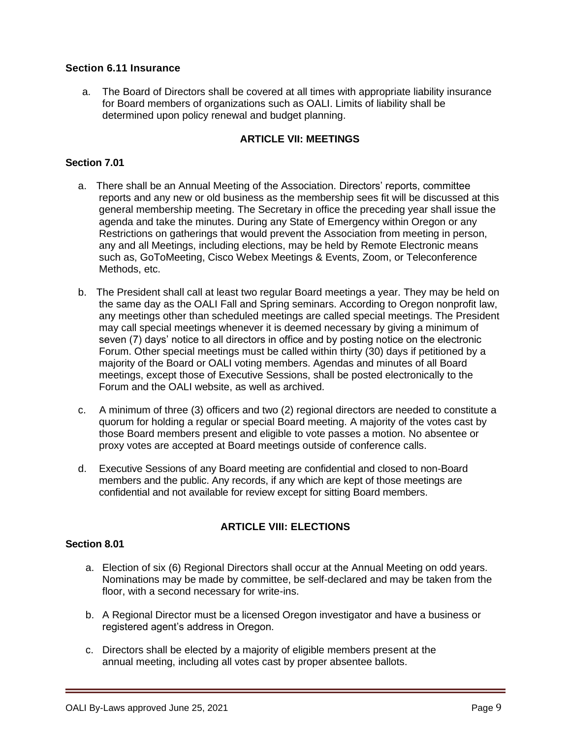### Section 6.11 Insurance

a. The Board of Directors shall be covered at all times with appropriate liability insurance for Board members of organizations such as OALI. Limits of liability shall be determined upon policy renewal and budget planning.

## ARTICLE VII: MEETINGS

### Section 7.01

a. There shall be an Annual Meeting of the Association. Directors' reports, committee reports and any new or old business as the membership sees fit will be discussed at this general membership meeting. The Secretary in office the preceding year shall issue the agenda and take the minutes. During any State of Emergency within Oregon or any Restrictions on gatherings that would prevent the Association from meeting in person, any and all Meetings, including elections, may be held by Remote Electronic means such as, GoToMeeting, Cisco Webex Meetings & Events, Zoom, or Teleconference Methods, etc.

b. The President shall call at least two regular Board meetings a year. They may be held on the same day as the OALI Fall and Spring seminars. According to Oregon nonprofit law, any meetings other than scheduled meetings are called special meetings. The President may call special meetings whenever it is deemed necessary by giving a minimum of seven (7) days' notice to all directors in office and by posting notice on the electronic Forum. Other special meetings must be called within thirty (30) days if petitioned by a majority of the Board or OALI voting members. Agendas and minutes of all Board meetings, except those of Executive Sessions, shall be posted electronically to the Forum and the OALI website, as well as archived.

c. A minimum of three (3) officers and two (2) regional directors are needed to constitute a quorum for holding a regular or special Board meeting. A majority of the votes cast by those Board members present and eligible to vote passes a motion. No absentee or proxy votes are accepted at Board meetings outside of conference calls.

d. Executive Sessions of any Board meeting are confidential and closed to non-Board members and the public. Any records, if any which are kept of those meetings are confidential and not available for review except for sitting Board members.

## ARTICLE VIII: ELECTIONS

### Section 8.01

a. Election of six (6) Regional Directors shall occur at the Annual Meeting on odd years. Nominations may be made by committee, be self-declared and may be taken from the floor, with a second necessary for write-ins.

b. A Regional Director must be a licensed Oregon investigator and have a business or registered agent's address in Oregon.

c. Directors shall be elected by a majority of eligible members present at the annual meeting, including all votes cast by proper absentee ballots.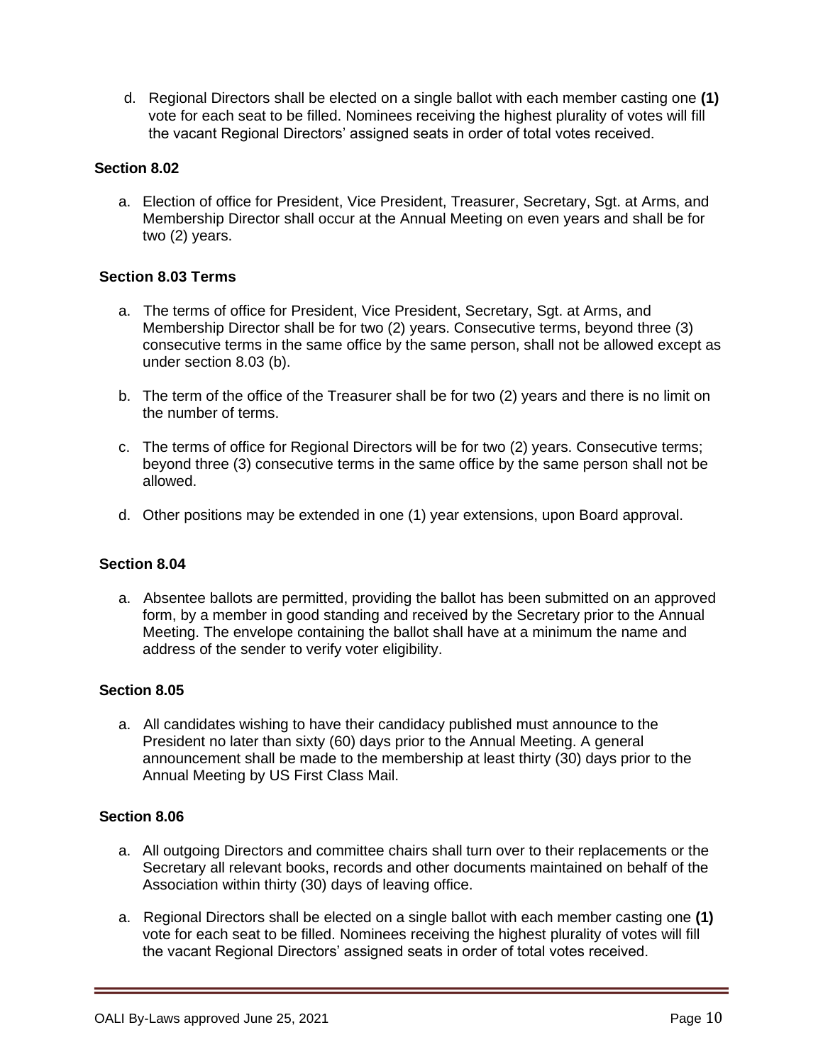d. Regional Directors shall be elected on a single ballot with each member casting one **(1)** vote for each seat to be filled. Nominees receiving the highest plurality of votes will fill the vacant Regional Directors' assigned seats in order of total votes received.

**Section 8.02**

a. Election of office for President, Vice President, Treasurer, Secretary, Sgt. at Arms, and Membership Director shall occur at the Annual Meeting on even years and shall be for two (2) years.

**Section 8.03 Terms**

a. The terms of office for President, Vice President, Secretary, Sgt. at Arms, and Membership Director shall be for two (2) years. Consecutive terms, beyond three (3) consecutive terms in the same office by the same person, shall not be allowed except as under section 8.03 (b).

b. The term of the office of the Treasurer shall be for two (2) years and there is no limit on the number of terms.

c. The terms of office for Regional Directors will be for two (2) years. Consecutive terms; beyond three (3) consecutive terms in the same office by the same person shall not be allowed.

d. Other positions may be extended in one (1) year extensions, upon Board approval.

**Section 8.04**

a. Absentee ballots are permitted, providing the ballot has been submitted on an approved form, by a member in good standing and received by the Secretary prior to the Annual Meeting. The envelope containing the ballot shall have at a minimum the name and address of the sender to verify voter eligibility.

**Section 8.05**

a. All candidates wishing to have their candidacy published must announce to the President no later than sixty (60) days prior to the Annual Meeting. A general announcement shall be made to the membership at least thirty (30) days prior to the Annual Meeting by US First Class Mail.

**Section 8.06**

a. All outgoing Directors and committee chairs shall turn over to their replacements or the Secretary all relevant books, records and other documents maintained on behalf of the Association within thirty (30) days of leaving office.

a. Regional Directors shall be elected on a single ballot with each member casting one **(1)** vote for each seat to be filled. Nominees receiving the highest plurality of votes will fill the vacant Regional Directors' assigned seats in order of total votes received.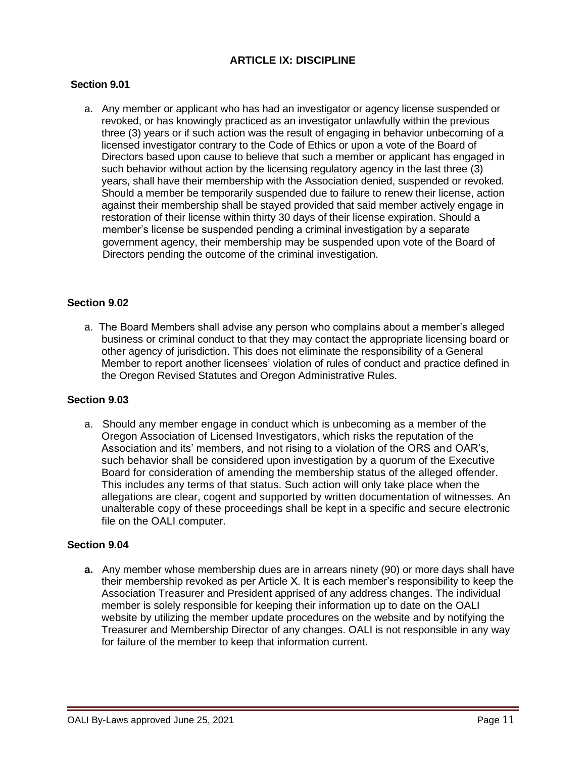## ARTICLE IX: DISCIPLINE

### Section 9.01

a. Any member or applicant who has had an investigator or agency license suspended or revoked, or has knowingly practiced as an investigator unlawfully within the previous three (3) years or if such action was the result of engaging in behavior unbecoming of a licensed investigator contrary to the Code of Ethics or upon a vote of the Board of Directors based upon cause to believe that such a member or applicant has engaged in such behavior without action by the licensing regulatory agency in the last three (3) years, shall have their membership with the Association denied, suspended or revoked. Should a member be temporarily suspended due to failure to renew their license, action against their membership shall be stayed provided that said member actively engage in restoration of their license within thirty 30 days of their license expiration. Should a member's license be suspended pending a criminal investigation by a separate government agency, their membership may be suspended upon vote of the Board of Directors pending the outcome of the criminal investigation.

### Section 9.02

a. The Board Members shall advise any person who complains about a member's alleged business or criminal conduct to that they may contact the appropriate licensing board or other agency of jurisdiction. This does not eliminate the responsibility of a General Member to report another licensees' violation of rules of conduct and practice defined in the Oregon Revised Statutes and Oregon Administrative Rules.

### Section 9.03

a. Should any member engage in conduct which is unbecoming as a member of the Oregon Association of Licensed Investigators, which risks the reputation of the Association and its' members, and not rising to a violation of the ORS and OAR's, such behavior shall be considered upon investigation by a quorum of the Executive Board for consideration of amending the membership status of the alleged offender. This includes any terms of that status. Such action will only take place when the allegations are clear, cogent and supported by written documentation of witnesses. An unalterable copy of these proceedings shall be kept in a specific and secure electronic file on the OALI computer.

### Section 9.04

**a.** Any member whose membership dues are in arrears ninety (90) or more days shall have their membership revoked as per Article X. It is each member's responsibility to keep the Association Treasurer and President apprised of any address changes. The individual member is solely responsible for keeping their information up to date on the OALI website by utilizing the member update procedures on the website and by notifying the Treasurer and Membership Director of any changes. OALI is not responsible in any way for failure of the member to keep that information current.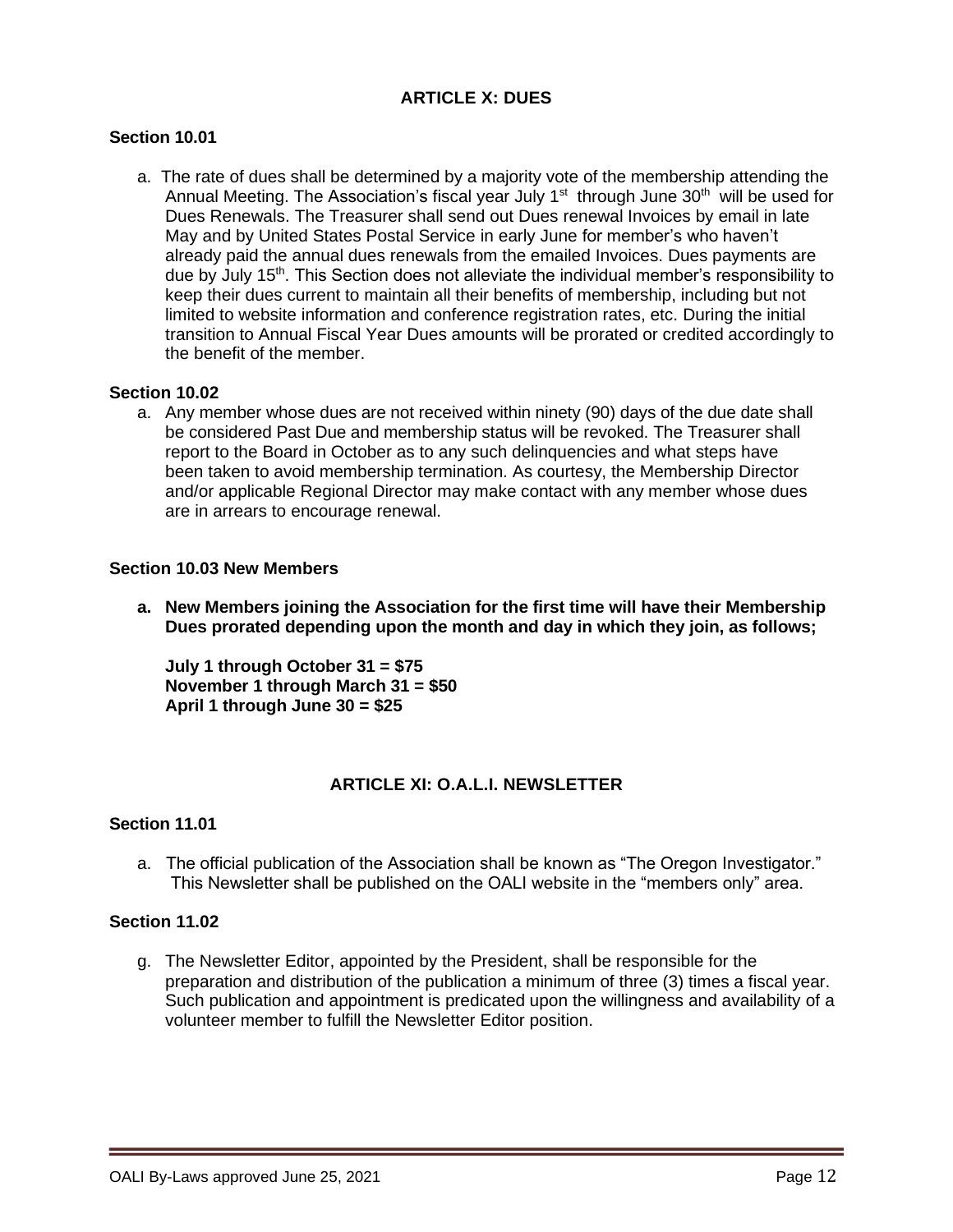## ARTICLE X: DUES

### Section 10.01

a. The rate of dues shall be determined by a majority vote of the membership attending the Annual Meeting. The Association's fiscal year July 1st through June 30th will be used for Dues Renewals. The Treasurer shall send out Dues renewal Invoices by email in late May and by United States Postal Service in early June for member's who haven't already paid the annual dues renewals from the emailed Invoices. Dues payments are due by July 15th. This Section does not alleviate the individual member's responsibility to keep their dues current to maintain all their benefits of membership, including but not limited to website information and conference registration rates, etc. During the initial transition to Annual Fiscal Year Dues amounts will be prorated or credited accordingly to the benefit of the member.

### Section 10.02

a. Any member whose dues are not received within ninety (90) days of the due date shall be considered Past Due and membership status will be revoked. The Treasurer shall report to the Board in October as to any such delinquencies and what steps have been taken to avoid membership termination. As courtesy, the Membership Director and/or applicable Regional Director may make contact with any member whose dues are in arrears to encourage renewal.

### Section 10.03 New Members

**a. New Members joining the Association for the first time will have their Membership Dues prorated depending upon the month and day in which they join, as follows;**

**July 1 through October 31 = $75**
**November 1 through March 31 = $50**
**April 1 through June 30 = $25**

## ARTICLE XI: O.A.L.I. NEWSLETTER

### Section 11.01

a. The official publication of the Association shall be known as "The Oregon Investigator." This Newsletter shall be published on the OALI website in the "members only" area.

### Section 11.02

g. The Newsletter Editor, appointed by the President, shall be responsible for the preparation and distribution of the publication a minimum of three (3) times a fiscal year. Such publication and appointment is predicated upon the willingness and availability of a volunteer member to fulfill the Newsletter Editor position.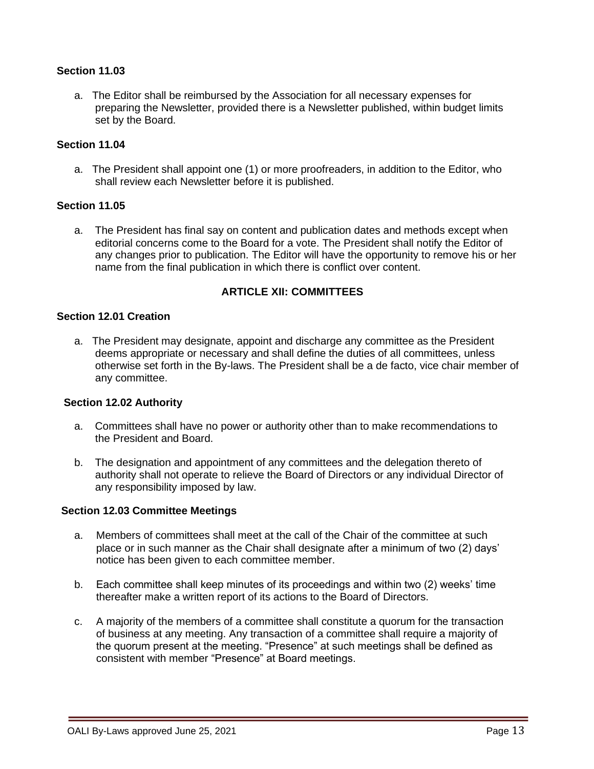**Section 11.03**

a. The Editor shall be reimbursed by the Association for all necessary expenses for preparing the Newsletter, provided there is a Newsletter published, within budget limits set by the Board.

**Section 11.04**

a. The President shall appoint one (1) or more proofreaders, in addition to the Editor, who shall review each Newsletter before it is published.

**Section 11.05**

a. The President has final say on content and publication dates and methods except when editorial concerns come to the Board for a vote. The President shall notify the Editor of any changes prior to publication. The Editor will have the opportunity to remove his or her name from the final publication in which there is conflict over content.

## ARTICLE XII: COMMITTEES

**Section 12.01 Creation**

a. The President may designate, appoint and discharge any committee as the President deems appropriate or necessary and shall define the duties of all committees, unless otherwise set forth in the By-laws. The President shall be a de facto, vice chair member of any committee.

**Section 12.02 Authority**

a. Committees shall have no power or authority other than to make recommendations to the President and Board.

b. The designation and appointment of any committees and the delegation thereto of authority shall not operate to relieve the Board of Directors or any individual Director of any responsibility imposed by law.

**Section 12.03 Committee Meetings**

a. Members of committees shall meet at the call of the Chair of the committee at such place or in such manner as the Chair shall designate after a minimum of two (2) days' notice has been given to each committee member.

b. Each committee shall keep minutes of its proceedings and within two (2) weeks' time thereafter make a written report of its actions to the Board of Directors.

c. A majority of the members of a committee shall constitute a quorum for the transaction of business at any meeting. Any transaction of a committee shall require a majority of the quorum present at the meeting. "Presence" at such meetings shall be defined as consistent with member "Presence" at Board meetings.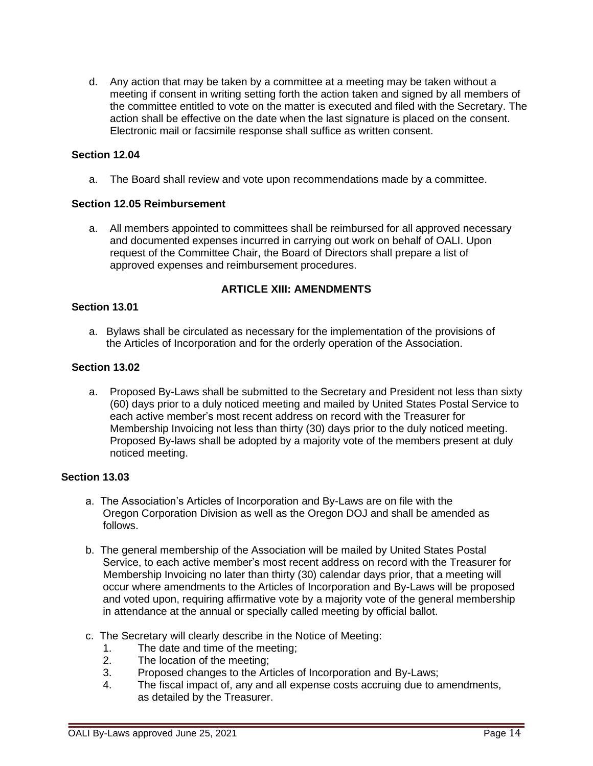d. Any action that may be taken by a committee at a meeting may be taken without a meeting if consent in writing setting forth the action taken and signed by all members of the committee entitled to vote on the matter is executed and filed with the Secretary. The action shall be effective on the date when the last signature is placed on the consent. Electronic mail or facsimile response shall suffice as written consent.

**Section 12.04**

a. The Board shall review and vote upon recommendations made by a committee.

**Section 12.05 Reimbursement**

a. All members appointed to committees shall be reimbursed for all approved necessary and documented expenses incurred in carrying out work on behalf of OALI. Upon request of the Committee Chair, the Board of Directors shall prepare a list of approved expenses and reimbursement procedures.

## ARTICLE XIII: AMENDMENTS

**Section 13.01**

a. Bylaws shall be circulated as necessary for the implementation of the provisions of the Articles of Incorporation and for the orderly operation of the Association.

**Section 13.02**

a. Proposed By-Laws shall be submitted to the Secretary and President not less than sixty (60) days prior to a duly noticed meeting and mailed by United States Postal Service to each active member's most recent address on record with the Treasurer for Membership Invoicing not less than thirty (30) days prior to the duly noticed meeting. Proposed By-laws shall be adopted by a majority vote of the members present at duly noticed meeting.

**Section 13.03**

a. The Association's Articles of Incorporation and By-Laws are on file with the Oregon Corporation Division as well as the Oregon DOJ and shall be amended as follows.

b. The general membership of the Association will be mailed by United States Postal Service, to each active member's most recent address on record with the Treasurer for Membership Invoicing no later than thirty (30) calendar days prior, that a meeting will occur where amendments to the Articles of Incorporation and By-Laws will be proposed and voted upon, requiring affirmative vote by a majority vote of the general membership in attendance at the annual or specially called meeting by official ballot.

c. The Secretary will clearly describe in the Notice of Meeting:
   1. The date and time of the meeting;
   2. The location of the meeting;
   3. Proposed changes to the Articles of Incorporation and By-Laws;
   4. The fiscal impact of, any and all expense costs accruing due to amendments, as detailed by the Treasurer.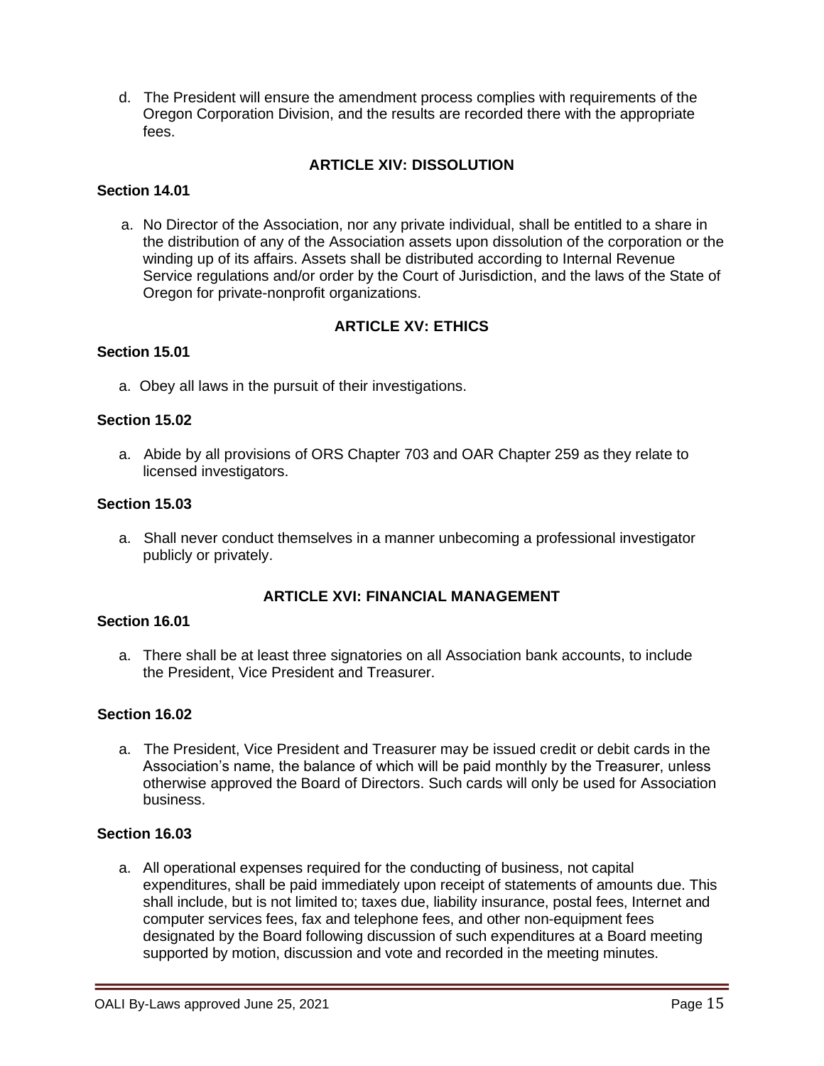d. The President will ensure the amendment process complies with requirements of the Oregon Corporation Division, and the results are recorded there with the appropriate fees.

## ARTICLE XIV: DISSOLUTION

### Section 14.01

a. No Director of the Association, nor any private individual, shall be entitled to a share in the distribution of any of the Association assets upon dissolution of the corporation or the winding up of its affairs. Assets shall be distributed according to Internal Revenue Service regulations and/or order by the Court of Jurisdiction, and the laws of the State of Oregon for private-nonprofit organizations.

## ARTICLE XV: ETHICS

### Section 15.01

a. Obey all laws in the pursuit of their investigations.

### Section 15.02

a. Abide by all provisions of ORS Chapter 703 and OAR Chapter 259 as they relate to licensed investigators.

### Section 15.03

a. Shall never conduct themselves in a manner unbecoming a professional investigator publicly or privately.

## ARTICLE XVI: FINANCIAL MANAGEMENT

### Section 16.01

a. There shall be at least three signatories on all Association bank accounts, to include the President, Vice President and Treasurer.

### Section 16.02

a. The President, Vice President and Treasurer may be issued credit or debit cards in the Association's name, the balance of which will be paid monthly by the Treasurer, unless otherwise approved the Board of Directors. Such cards will only be used for Association business.

### Section 16.03

a. All operational expenses required for the conducting of business, not capital expenditures, shall be paid immediately upon receipt of statements of amounts due. This shall include, but is not limited to; taxes due, liability insurance, postal fees, Internet and computer services fees, fax and telephone fees, and other non-equipment fees designated by the Board following discussion of such expenditures at a Board meeting supported by motion, discussion and vote and recorded in the meeting minutes.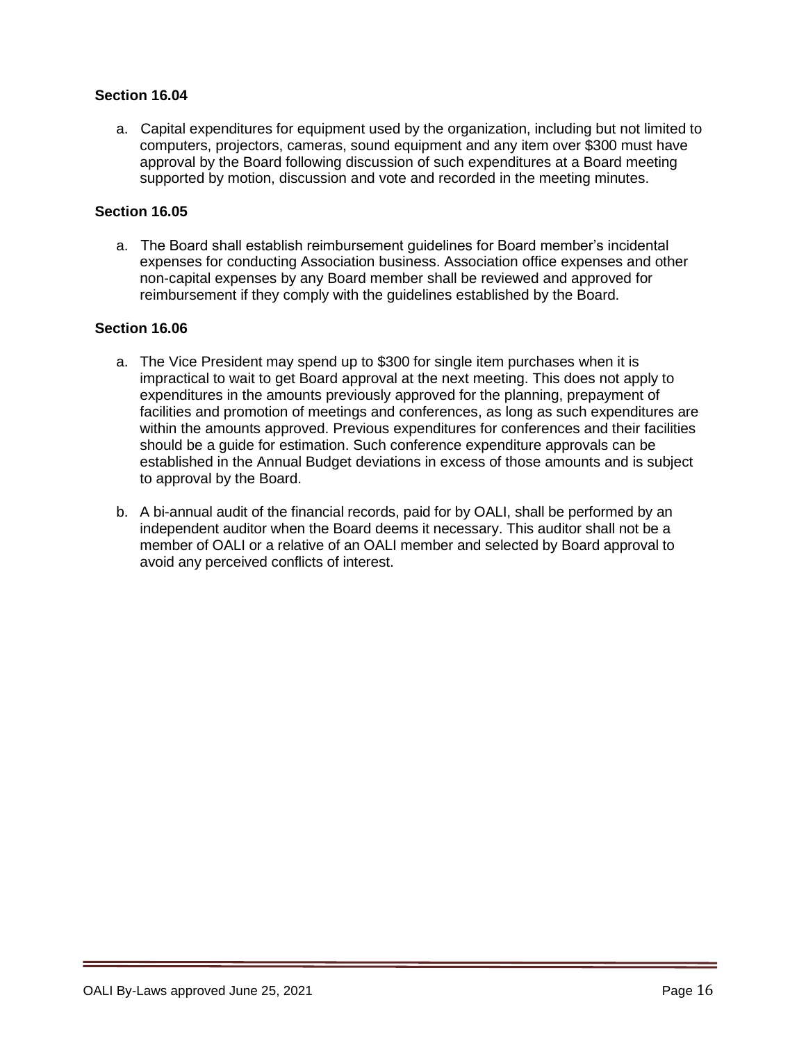**Section 16.04**

a. Capital expenditures for equipment used by the organization, including but not limited to computers, projectors, cameras, sound equipment and any item over $300 must have approval by the Board following discussion of such expenditures at a Board meeting supported by motion, discussion and vote and recorded in the meeting minutes.

**Section 16.05**

a. The Board shall establish reimbursement guidelines for Board member's incidental expenses for conducting Association business. Association office expenses and other non-capital expenses by any Board member shall be reviewed and approved for reimbursement if they comply with the guidelines established by the Board.

**Section 16.06**

a. The Vice President may spend up to $300 for single item purchases when it is impractical to wait to get Board approval at the next meeting. This does not apply to expenditures in the amounts previously approved for the planning, prepayment of facilities and promotion of meetings and conferences, as long as such expenditures are within the amounts approved. Previous expenditures for conferences and their facilities should be a guide for estimation. Such conference expenditure approvals can be established in the Annual Budget deviations in excess of those amounts and is subject to approval by the Board.

b. A bi-annual audit of the financial records, paid for by OALI, shall be performed by an independent auditor when the Board deems it necessary. This auditor shall not be a member of OALI or a relative of an OALI member and selected by Board approval to avoid any perceived conflicts of interest.